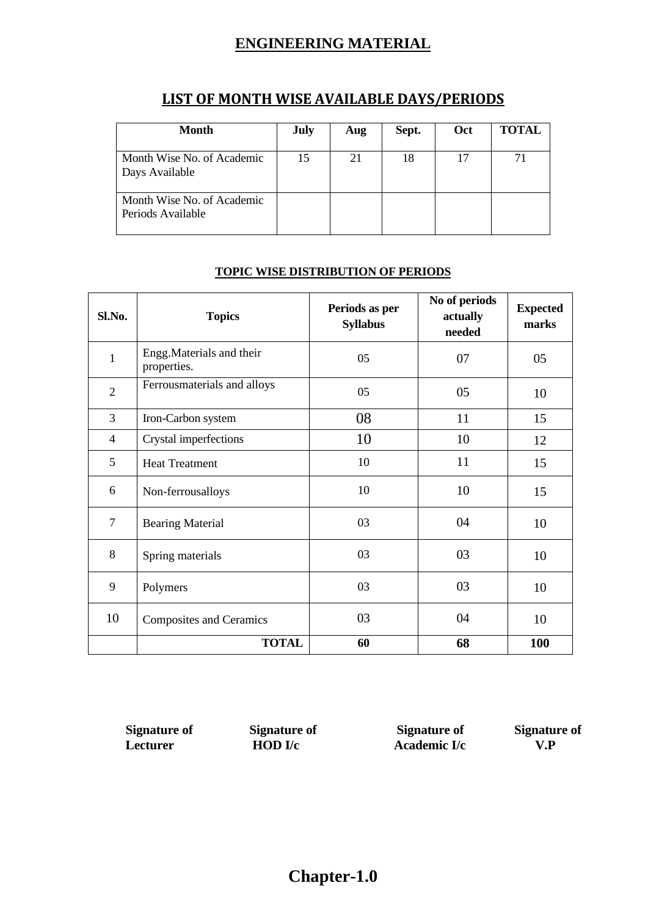# ENGINEERING MATERIAL

## LIST OF MONTH WISE AVAILABLE DAYS/PERIODS

| Month | July | Aug | Sept. | Oct | TOTAL |
|---|---|---|---|---|---|
| Month Wise No. of Academic Days Available | 15 | 21 | 18 | 17 | 71 |
| Month Wise No. of Academic Periods Available | | | | | |

### TOPIC WISE DISTRIBUTION OF PERIODS

| Sl.No. | Topics | Periods as per Syllabus | No of periods actually needed | Expected marks |
|---|---|---|---|---|
| 1 | Engg.Materials and their properties. | 05 | 07 | 05 |
| 2 | Ferrousmaterials and alloys | 05 | 05 | 10 |
| 3 | Iron-Carbon system | 08 | 11 | 15 |
| 4 | Crystal imperfections | 10 | 10 | 12 |
| 5 | Heat Treatment | 10 | 11 | 15 |
| 6 | Non-ferrousalloys | 10 | 10 | 15 |
| 7 | Bearing Material | 03 | 04 | 10 |
| 8 | Spring materials | 03 | 03 | 10 |
| 9 | Polymers | 03 | 03 | 10 |
| 10 | Composites and Ceramics | 03 | 04 | 10 |
| | **TOTAL** | **60** | **68** | **100** |

**Signature of Lecturer** **Signature of HOD I/c** **Signature of Academic I/c** **Signature of V.P**

# Chapter-1.0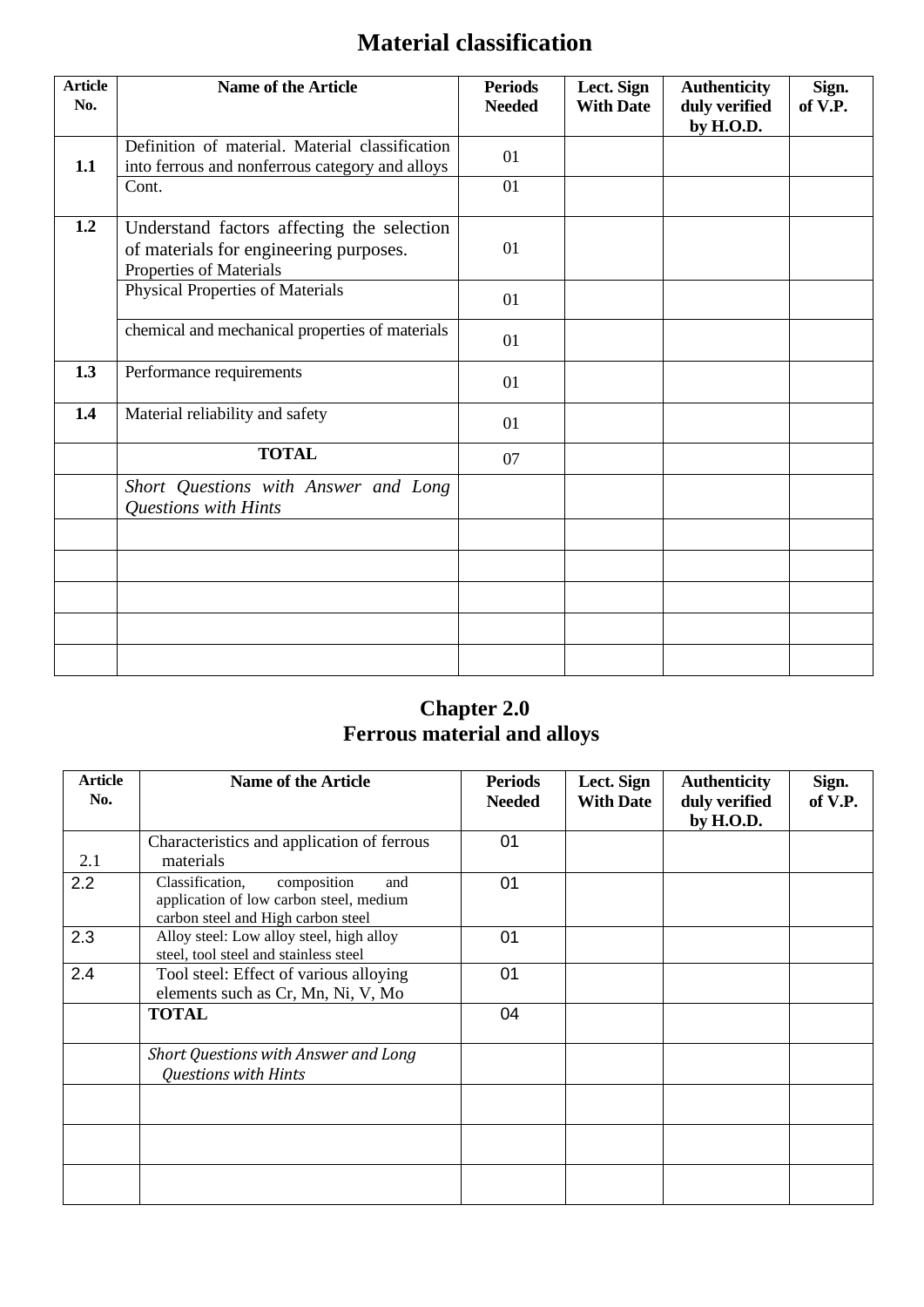# Material classification

| Article No. | Name of the Article | Periods Needed | Lect. Sign With Date | Authenticity duly verified by H.O.D. | Sign. of V.P. |
|---|---|---|---|---|---|
| 1.1 | Definition of material. Material classification into ferrous and nonferrous category and alloys | 01 | | | |
| | Cont. | 01 | | | |
| 1.2 | Understand factors affecting the selection of materials for engineering purposes. Properties of Materials | 01 | | | |
| | Physical Properties of Materials | 01 | | | |
| | chemical and mechanical properties of materials | 01 | | | |
| 1.3 | Performance requirements | 01 | | | |
| 1.4 | Material reliability and safety | 01 | | | |
| | **TOTAL** | 07 | | | |
| | *Short Questions with Answer and Long Questions with Hints* | | | | |
| | | | | | |
| | | | | | |
| | | | | | |
| | | | | | |
| | | | | | |

## Chapter 2.0
## Ferrous material and alloys

| Article No. | Name of the Article | Periods Needed | Lect. Sign With Date | Authenticity duly verified by H.O.D. | Sign. of V.P. |
|---|---|---|---|---|---|
| 2.1 | Characteristics and application of ferrous materials | 01 | | | |
| 2.2 | Classification, composition and application of low carbon steel, medium carbon steel and High carbon steel | 01 | | | |
| 2.3 | Alloy steel: Low alloy steel, high alloy steel, tool steel and stainless steel | 01 | | | |
| 2.4 | Tool steel: Effect of various alloying elements such as Cr, Mn, Ni, V, Mo | 01 | | | |
| | **TOTAL** | 04 | | | |
| | *Short Questions with Answer and Long Questions with Hints* | | | | |
| | | | | | |
| | | | | | |
| | | | | | |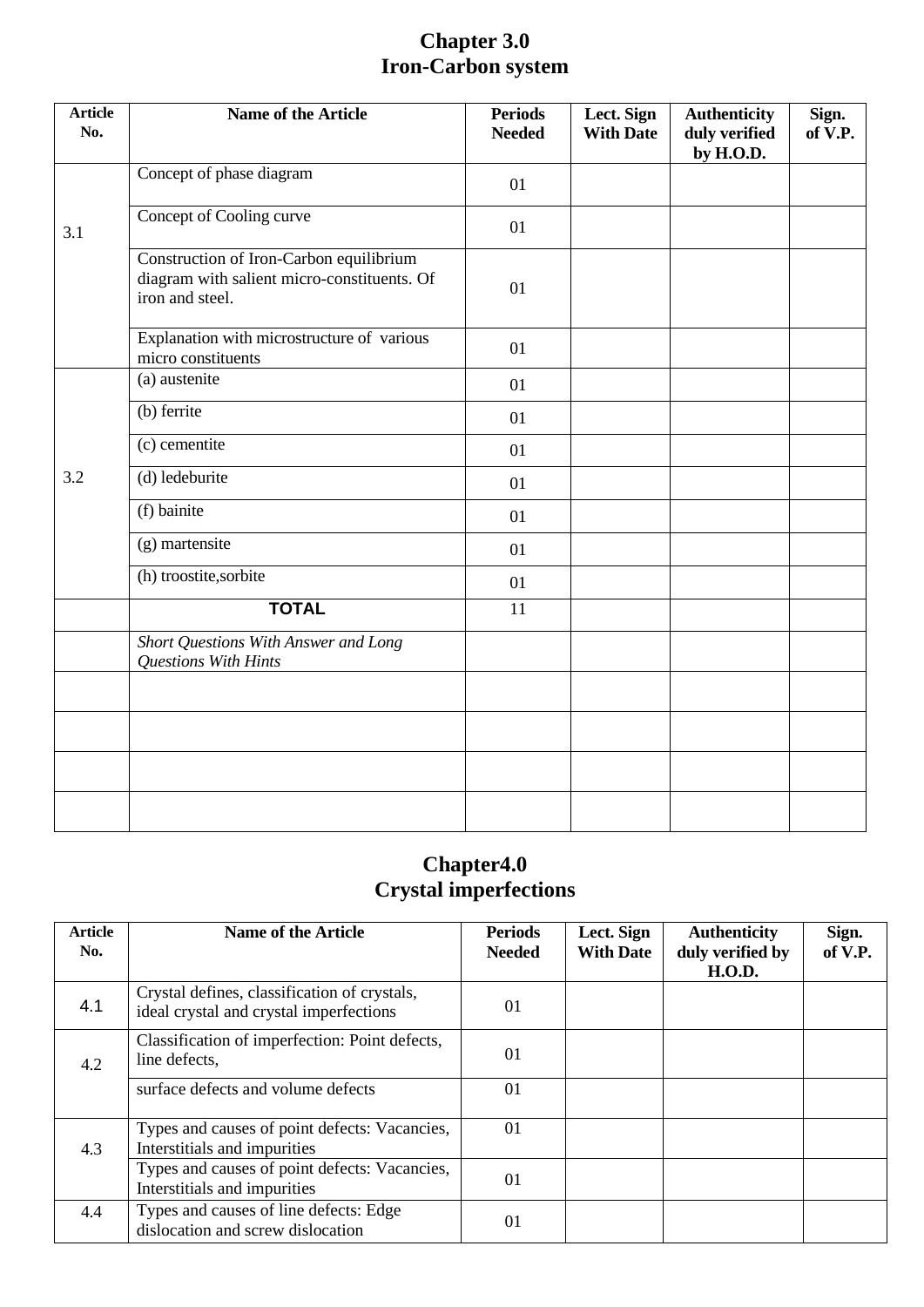# Chapter 3.0
# Iron-Carbon system

| Article No. | Name of the Article | Periods Needed | Lect. Sign With Date | Authenticity duly verified by H.O.D. | Sign. of V.P. |
|---|---|---|---|---|---|
| 3.1 | Concept of phase diagram | 01 | | | |
| | Concept of Cooling curve | 01 | | | |
| | Construction of Iron-Carbon equilibrium diagram with salient micro-constituents. Of iron and steel. | 01 | | | |
| | Explanation with microstructure of various micro constituents | 01 | | | |
| 3.2 | (a) austenite | 01 | | | |
| | (b) ferrite | 01 | | | |
| | (c) cementite | 01 | | | |
| | (d) ledeburite | 01 | | | |
| | (f) bainite | 01 | | | |
| | (g) martensite | 01 | | | |
| | (h) troostite,sorbite | 01 | | | |
| | **TOTAL** | 11 | | | |
| | *Short Questions With Answer and Long Questions With Hints* | | | | |
| | | | | | |
| | | | | | |
| | | | | | |
| | | | | | |

# Chapter4.0
# Crystal imperfections

| Article No. | Name of the Article | Periods Needed | Lect. Sign With Date | Authenticity duly verified by H.O.D. | Sign. of V.P. |
|---|---|---|---|---|---|
| 4.1 | Crystal defines, classification of crystals, ideal crystal and crystal imperfections | 01 | | | |
| 4.2 | Classification of imperfection: Point defects, line defects, | 01 | | | |
| | surface defects and volume defects | 01 | | | |
| 4.3 | Types and causes of point defects: Vacancies, Interstitials and impurities | 01 | | | |
| | Types and causes of point defects: Vacancies, Interstitials and impurities | 01 | | | |
| 4.4 | Types and causes of line defects: Edge dislocation and screw dislocation | 01 | | | |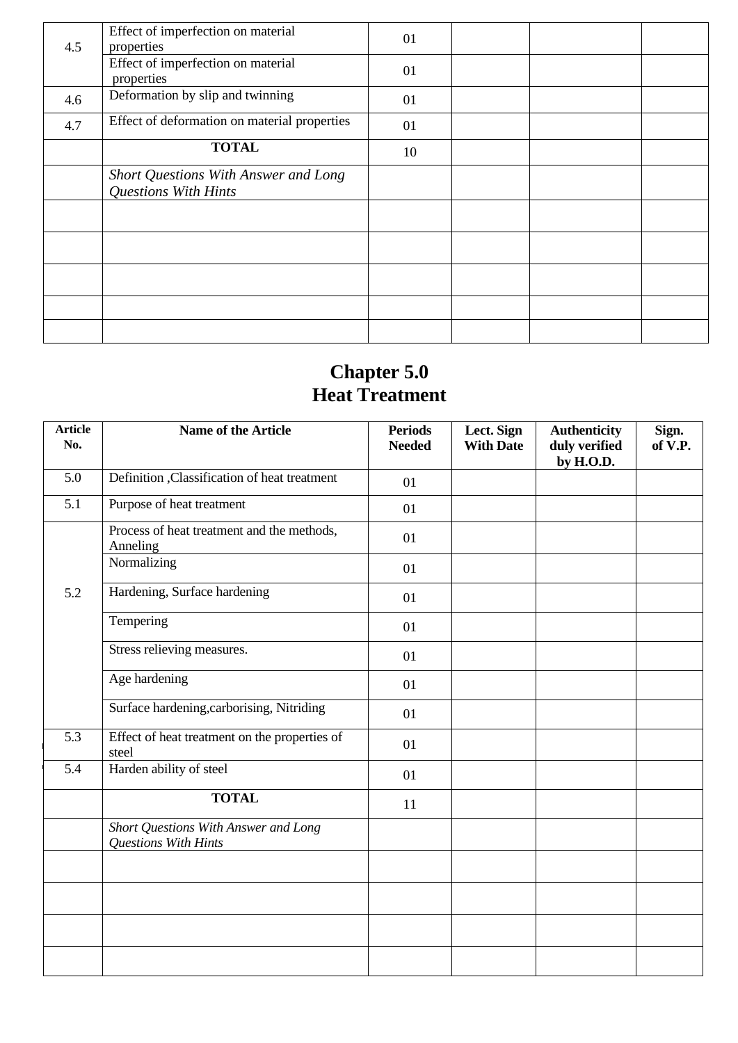| | | | | | |
|---|---|---|---|---|---|
| 4.5 | Effect of imperfection on material properties | 01 | | | |
| | Effect of imperfection on material properties | 01 | | | |
| 4.6 | Deformation by slip and twinning | 01 | | | |
| 4.7 | Effect of deformation on material properties | 01 | | | |
| | **TOTAL** | 10 | | | |
| | *Short Questions With Answer and Long Questions With Hints* | | | | |
| | | | | | |
| | | | | | |
| | | | | | |
| | | | | | |
| | | | | | |

# Chapter 5.0
# Heat Treatment

| Article No. | Name of the Article | Periods Needed | Lect. Sign With Date | Authenticity duly verified by H.O.D. | Sign. of V.P. |
|---|---|---|---|---|---|
| 5.0 | Definition ,Classification of heat treatment | 01 | | | |
| 5.1 | Purpose of heat treatment | 01 | | | |
| 5.2 | Process of heat treatment and the methods, Anneling | 01 | | | |
| | Normalizing | 01 | | | |
| | Hardening, Surface hardening | 01 | | | |
| | Tempering | 01 | | | |
| | Stress relieving measures. | 01 | | | |
| | Age hardening | 01 | | | |
| | Surface hardening,carborising, Nitriding | 01 | | | |
| 5.3 | Effect of heat treatment on the properties of steel | 01 | | | |
| 5.4 | Harden ability of steel | 01 | | | |
| | **TOTAL** | 11 | | | |
| | *Short Questions With Answer and Long Questions With Hints* | | | | |
| | | | | | |
| | | | | | |
| | | | | | |
| | | | | | |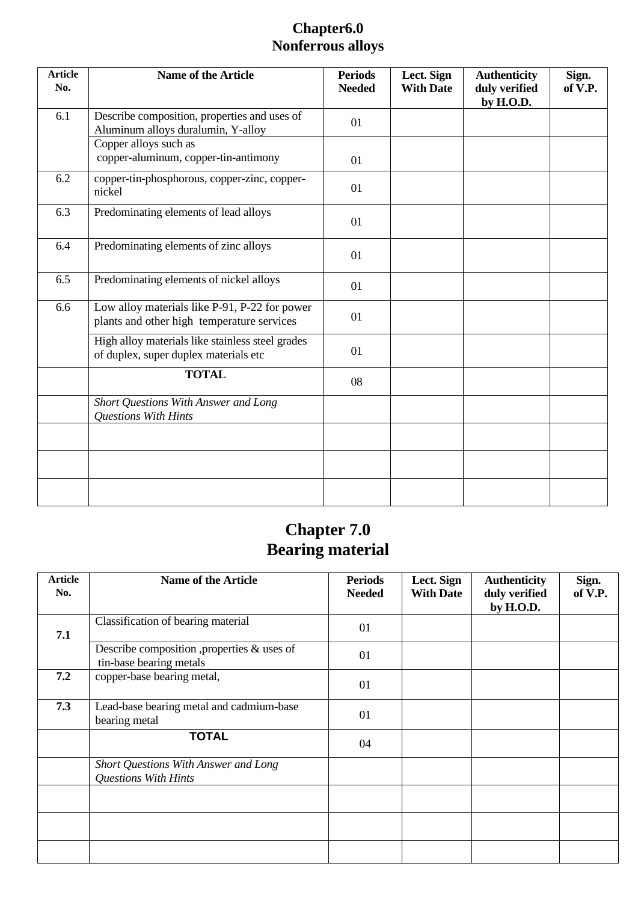# Chapter6.0
# Nonferrous alloys

| Article No. | Name of the Article | Periods Needed | Lect. Sign With Date | Authenticity duly verified by H.O.D. | Sign. of V.P. |
|---|---|---|---|---|---|
| 6.1 | Describe composition, properties and uses of Aluminum alloys duralumin, Y-alloy | 01 | | | |
| | Copper alloys such as copper-aluminum, copper-tin-antimony | 01 | | | |
| 6.2 | copper-tin-phosphorous, copper-zinc, copper-nickel | 01 | | | |
| 6.3 | Predominating elements of lead alloys | 01 | | | |
| 6.4 | Predominating elements of zinc alloys | 01 | | | |
| 6.5 | Predominating elements of nickel alloys | 01 | | | |
| 6.6 | Low alloy materials like P-91, P-22 for power plants and other high temperature services | 01 | | | |
| | High alloy materials like stainless steel grades of duplex, super duplex materials etc | 01 | | | |
| | **TOTAL** | 08 | | | |
| | *Short Questions With Answer and Long Questions With Hints* | | | | |
| | | | | | |
| | | | | | |
| | | | | | |

# Chapter 7.0
# Bearing material

| Article No. | Name of the Article | Periods Needed | Lect. Sign With Date | Authenticity duly verified by H.O.D. | Sign. of V.P. |
|---|---|---|---|---|---|
| **7.1** | Classification of bearing material | 01 | | | |
| | Describe composition ,properties & uses of tin-base bearing metals | 01 | | | |
| **7.2** | copper-base bearing metal, | 01 | | | |
| **7.3** | Lead-base bearing metal and cadmium-base bearing metal | 01 | | | |
| | **TOTAL** | 04 | | | |
| | *Short Questions With Answer and Long Questions With Hints* | | | | |
| | | | | | |
| | | | | | |
| | | | | | |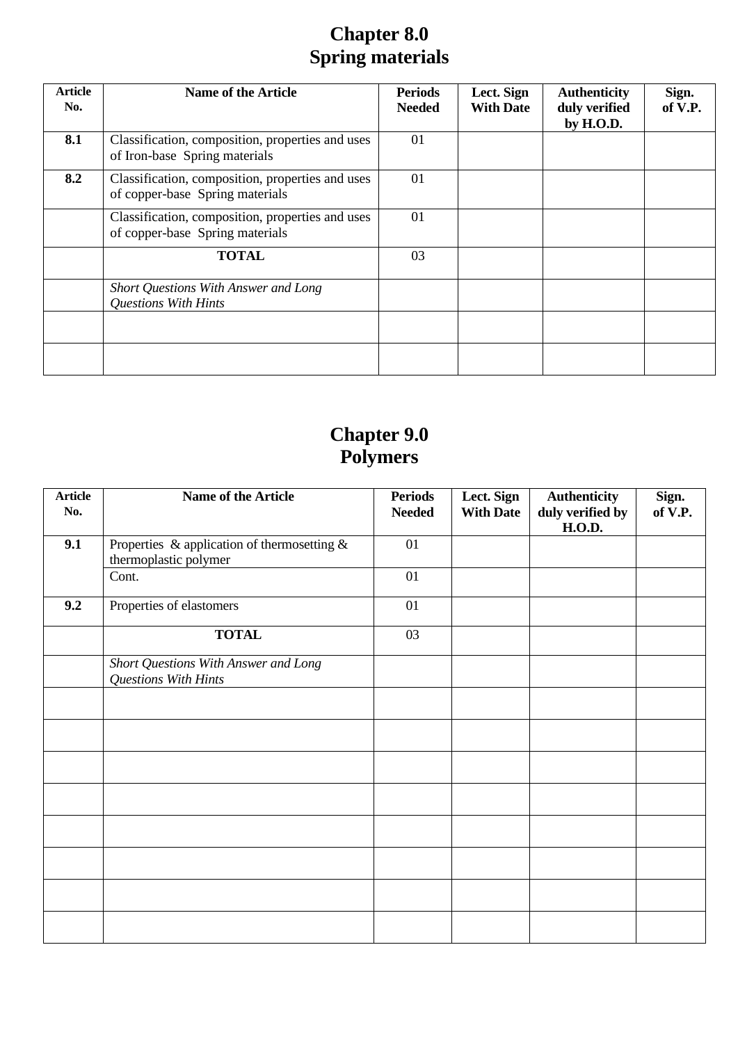# Chapter 8.0
# Spring materials

| Article No. | Name of the Article | Periods Needed | Lect. Sign With Date | Authenticity duly verified by H.O.D. | Sign. of V.P. |
|---|---|---|---|---|---|
| **8.1** | Classification, composition, properties and uses of Iron-base Spring materials | 01 | | | |
| **8.2** | Classification, composition, properties and uses of copper-base Spring materials | 01 | | | |
| | Classification, composition, properties and uses of copper-base Spring materials | 01 | | | |
| | **TOTAL** | 03 | | | |
| | *Short Questions With Answer and Long Questions With Hints* | | | | |
| | | | | | |
| | | | | | |

# Chapter 9.0
# Polymers

| Article No. | Name of the Article | Periods Needed | Lect. Sign With Date | Authenticity duly verified by H.O.D. | Sign. of V.P. |
|---|---|---|---|---|---|
| **9.1** | Properties & application of thermosetting & thermoplastic polymer | 01 | | | |
| | Cont. | 01 | | | |
| **9.2** | Properties of elastomers | 01 | | | |
| | **TOTAL** | 03 | | | |
| | *Short Questions With Answer and Long Questions With Hints* | | | | |
| | | | | | |
| | | | | | |
| | | | | | |
| | | | | | |
| | | | | | |
| | | | | | |
| | | | | | |
| | | | | | |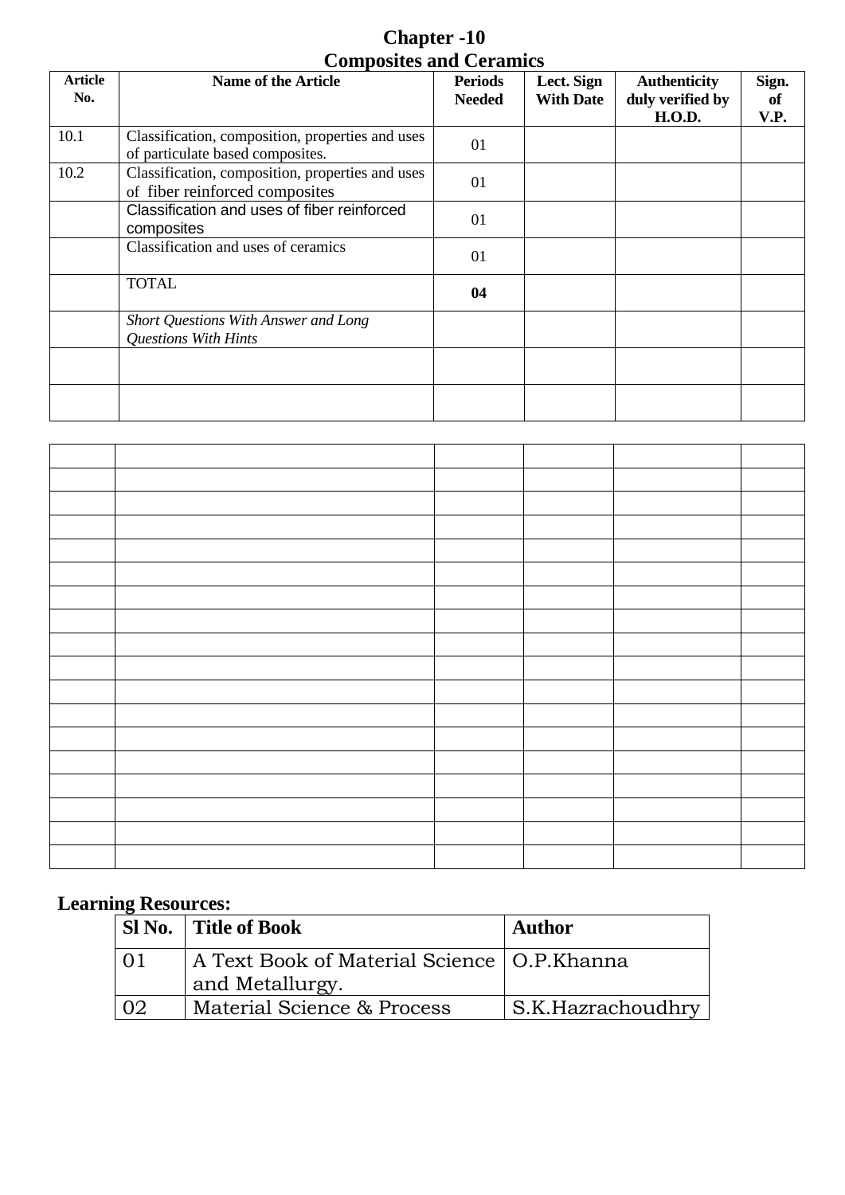# Chapter -10
## Composites and Ceramics

| Article No. | Name of the Article | Periods Needed | Lect. Sign With Date | Authenticity duly verified by H.O.D. | Sign. of V.P. |
|---|---|---|---|---|---|
| 10.1 | Classification, composition, properties and uses of particulate based composites. | 01 | | | |
| 10.2 | Classification, composition, properties and uses of fiber reinforced composites | 01 | | | |
| | Classification and uses of fiber reinforced composites | 01 | | | |
| | Classification and uses of ceramics | 01 | | | |
| | TOTAL | **04** | | | |
| | *Short Questions With Answer and Long Questions With Hints* | | | | |
| | | | | | |
| | | | | | |

| | | | | | |
|---|---|---|---|---|---|
| | | | | | |
| | | | | | |
| | | | | | |
| | | | | | |
| | | | | | |
| | | | | | |
| | | | | | |
| | | | | | |
| | | | | | |
| | | | | | |
| | | | | | |
| | | | | | |
| | | | | | |
| | | | | | |
| | | | | | |
| | | | | | |
| | | | | | |
| | | | | | |

### Learning Resources:

| Sl No. | Title of Book | Author |
|---|---|---|
| 01 | A Text Book of Material Science and Metallurgy. | O.P.Khanna |
| 02 | Material Science & Process | S.K.Hazrachoudhry |